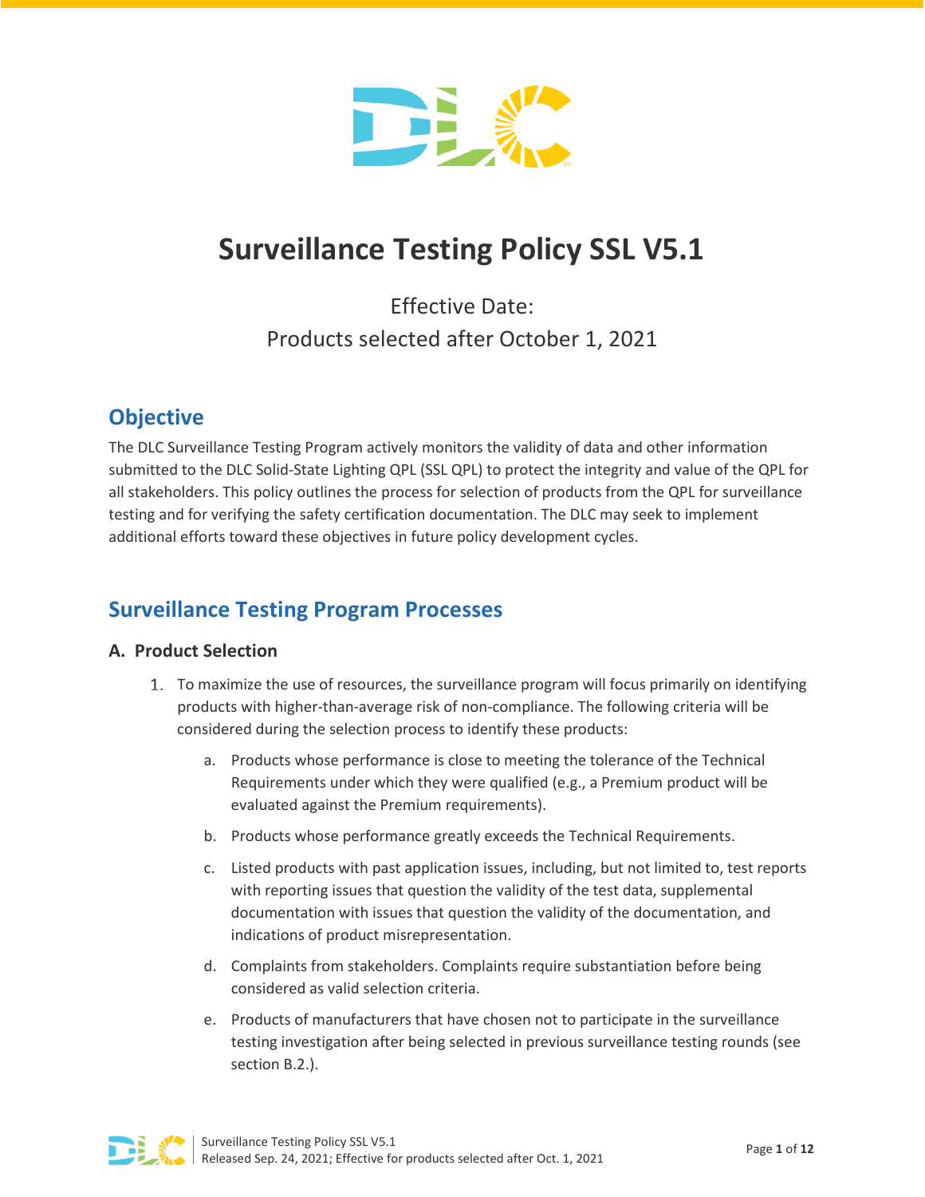# Surveillance Testing Policy SSL V5.1

Effective Date:
Products selected after October 1, 2021

## Objective

The DLC Surveillance Testing Program actively monitors the validity of data and other information submitted to the DLC Solid-State Lighting QPL (SSL QPL) to protect the integrity and value of the QPL for all stakeholders. This policy outlines the process for selection of products from the QPL for surveillance testing and for verifying the safety certification documentation. The DLC may seek to implement additional efforts toward these objectives in future policy development cycles.

## Surveillance Testing Program Processes

### A. Product Selection

1. To maximize the use of resources, the surveillance program will focus primarily on identifying products with higher-than-average risk of non-compliance. The following criteria will be considered during the selection process to identify these products:

    a. Products whose performance is close to meeting the tolerance of the Technical Requirements under which they were qualified (e.g., a Premium product will be evaluated against the Premium requirements).

    b. Products whose performance greatly exceeds the Technical Requirements.

    c. Listed products with past application issues, including, but not limited to, test reports with reporting issues that question the validity of the test data, supplemental documentation with issues that question the validity of the documentation, and indications of product misrepresentation.

    d. Complaints from stakeholders. Complaints require substantiation before being considered as valid selection criteria.

    e. Products of manufacturers that have chosen not to participate in the surveillance testing investigation after being selected in previous surveillance testing rounds (see section B.2.).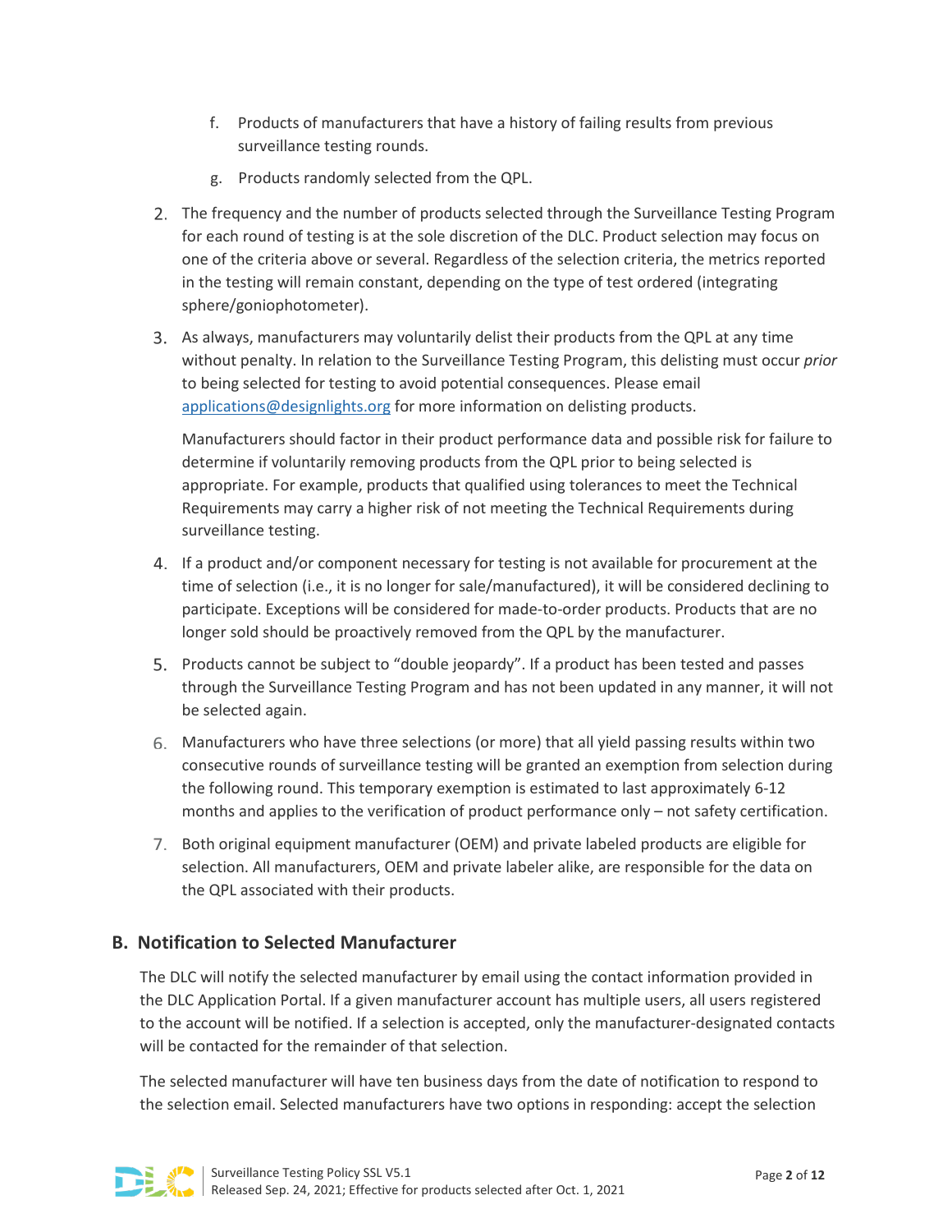f. Products of manufacturers that have a history of failing results from previous surveillance testing rounds.

   g. Products randomly selected from the QPL.

2. The frequency and the number of products selected through the Surveillance Testing Program for each round of testing is at the sole discretion of the DLC. Product selection may focus on one of the criteria above or several. Regardless of the selection criteria, the metrics reported in the testing will remain constant, depending on the type of test ordered (integrating sphere/goniophotometer).

3. As always, manufacturers may voluntarily delist their products from the QPL at any time without penalty. In relation to the Surveillance Testing Program, this delisting must occur *prior* to being selected for testing to avoid potential consequences. Please email applications@designlights.org for more information on delisting products.

   Manufacturers should factor in their product performance data and possible risk for failure to determine if voluntarily removing products from the QPL prior to being selected is appropriate. For example, products that qualified using tolerances to meet the Technical Requirements may carry a higher risk of not meeting the Technical Requirements during surveillance testing.

4. If a product and/or component necessary for testing is not available for procurement at the time of selection (i.e., it is no longer for sale/manufactured), it will be considered declining to participate. Exceptions will be considered for made-to-order products. Products that are no longer sold should be proactively removed from the QPL by the manufacturer.

5. Products cannot be subject to "double jeopardy". If a product has been tested and passes through the Surveillance Testing Program and has not been updated in any manner, it will not be selected again.

6. Manufacturers who have three selections (or more) that all yield passing results within two consecutive rounds of surveillance testing will be granted an exemption from selection during the following round. This temporary exemption is estimated to last approximately 6-12 months and applies to the verification of product performance only – not safety certification.

7. Both original equipment manufacturer (OEM) and private labeled products are eligible for selection. All manufacturers, OEM and private labeler alike, are responsible for the data on the QPL associated with their products.

## B. Notification to Selected Manufacturer

The DLC will notify the selected manufacturer by email using the contact information provided in the DLC Application Portal. If a given manufacturer account has multiple users, all users registered to the account will be notified. If a selection is accepted, only the manufacturer-designated contacts will be contacted for the remainder of that selection.

The selected manufacturer will have ten business days from the date of notification to respond to the selection email. Selected manufacturers have two options in responding: accept the selection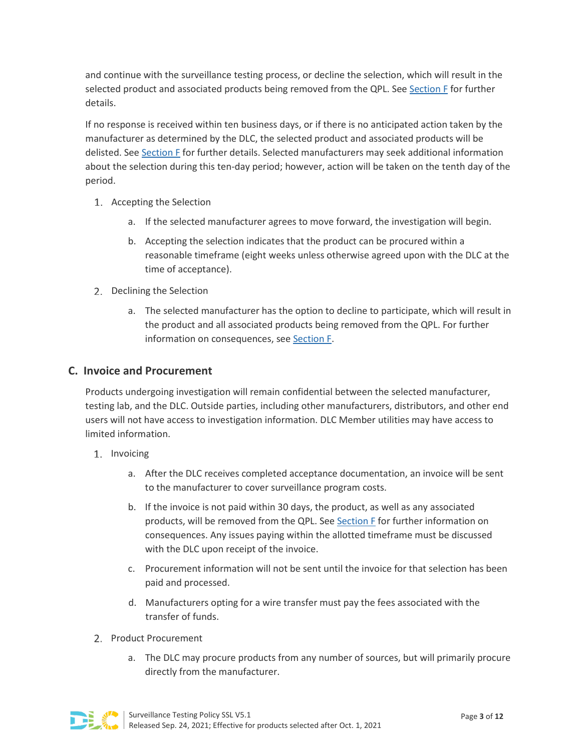and continue with the surveillance testing process, or decline the selection, which will result in the selected product and associated products being removed from the QPL. See Section F for further details.

If no response is received within ten business days, or if there is no anticipated action taken by the manufacturer as determined by the DLC, the selected product and associated products will be delisted. See Section F for further details. Selected manufacturers may seek additional information about the selection during this ten-day period; however, action will be taken on the tenth day of the period.

1. Accepting the Selection
    a. If the selected manufacturer agrees to move forward, the investigation will begin.
    b. Accepting the selection indicates that the product can be procured within a reasonable timeframe (eight weeks unless otherwise agreed upon with the DLC at the time of acceptance).
2. Declining the Selection
    a. The selected manufacturer has the option to decline to participate, which will result in the product and all associated products being removed from the QPL. For further information on consequences, see Section F.

## C. Invoice and Procurement

Products undergoing investigation will remain confidential between the selected manufacturer, testing lab, and the DLC. Outside parties, including other manufacturers, distributors, and other end users will not have access to investigation information. DLC Member utilities may have access to limited information.

1. Invoicing
    a. After the DLC receives completed acceptance documentation, an invoice will be sent to the manufacturer to cover surveillance program costs.
    b. If the invoice is not paid within 30 days, the product, as well as any associated products, will be removed from the QPL. See Section F for further information on consequences. Any issues paying within the allotted timeframe must be discussed with the DLC upon receipt of the invoice.
    c. Procurement information will not be sent until the invoice for that selection has been paid and processed.
    d. Manufacturers opting for a wire transfer must pay the fees associated with the transfer of funds.
2. Product Procurement
    a. The DLC may procure products from any number of sources, but will primarily procure directly from the manufacturer.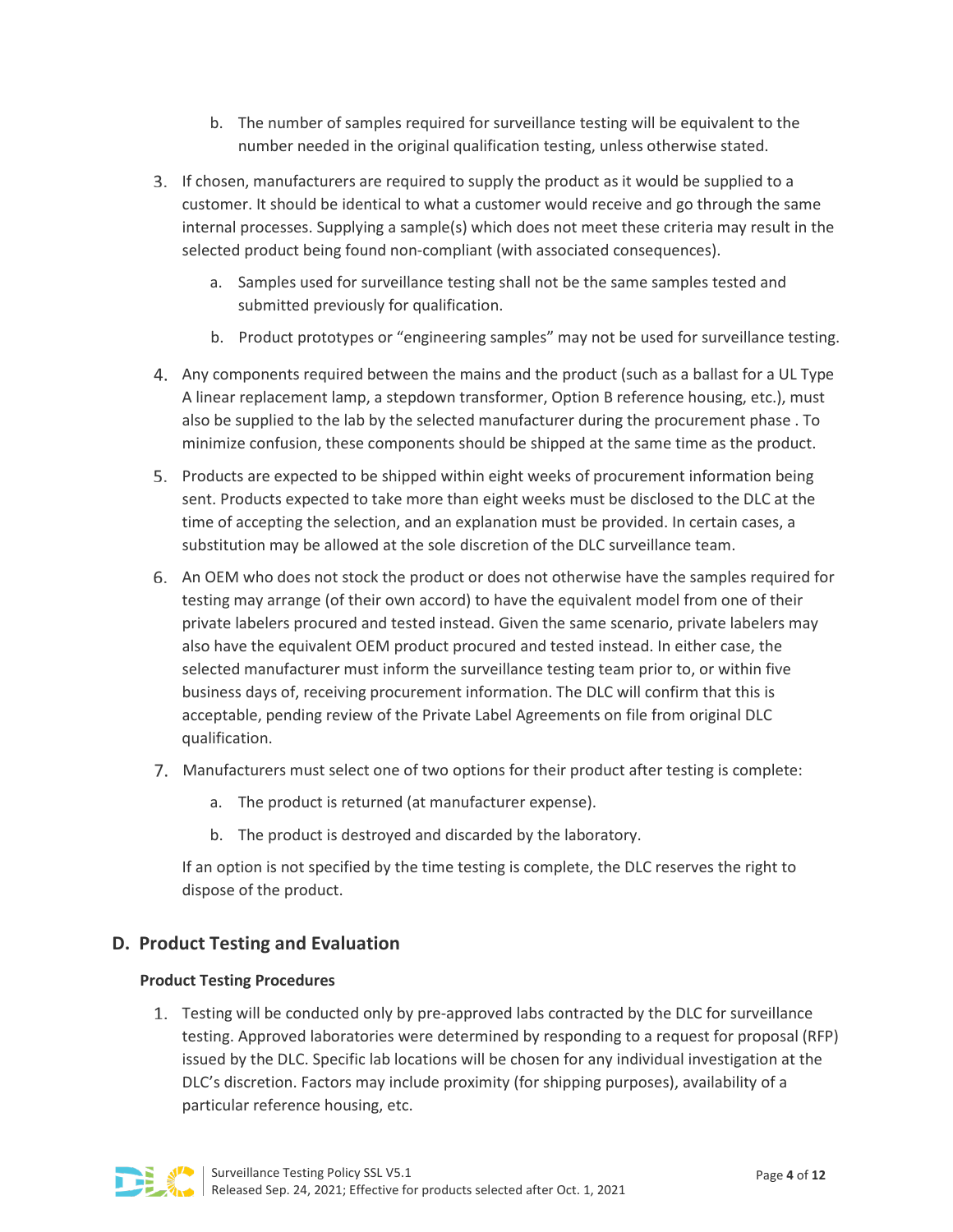b. The number of samples required for surveillance testing will be equivalent to the number needed in the original qualification testing, unless otherwise stated.

3. If chosen, manufacturers are required to supply the product as it would be supplied to a customer. It should be identical to what a customer would receive and go through the same internal processes. Supplying a sample(s) which does not meet these criteria may result in the selected product being found non-compliant (with associated consequences).
   a. Samples used for surveillance testing shall not be the same samples tested and submitted previously for qualification.
   b. Product prototypes or "engineering samples" may not be used for surveillance testing.
4. Any components required between the mains and the product (such as a ballast for a UL Type A linear replacement lamp, a stepdown transformer, Option B reference housing, etc.), must also be supplied to the lab by the selected manufacturer during the procurement phase . To minimize confusion, these components should be shipped at the same time as the product.
5. Products are expected to be shipped within eight weeks of procurement information being sent. Products expected to take more than eight weeks must be disclosed to the DLC at the time of accepting the selection, and an explanation must be provided. In certain cases, a substitution may be allowed at the sole discretion of the DLC surveillance team.
6. An OEM who does not stock the product or does not otherwise have the samples required for testing may arrange (of their own accord) to have the equivalent model from one of their private labelers procured and tested instead. Given the same scenario, private labelers may also have the equivalent OEM product procured and tested instead. In either case, the selected manufacturer must inform the surveillance testing team prior to, or within five business days of, receiving procurement information. The DLC will confirm that this is acceptable, pending review of the Private Label Agreements on file from original DLC qualification.
7. Manufacturers must select one of two options for their product after testing is complete:
   a. The product is returned (at manufacturer expense).
   b. The product is destroyed and discarded by the laboratory.

   If an option is not specified by the time testing is complete, the DLC reserves the right to dispose of the product.

## D. Product Testing and Evaluation

**Product Testing Procedures**

1. Testing will be conducted only by pre-approved labs contracted by the DLC for surveillance testing. Approved laboratories were determined by responding to a request for proposal (RFP) issued by the DLC. Specific lab locations will be chosen for any individual investigation at the DLC's discretion. Factors may include proximity (for shipping purposes), availability of a particular reference housing, etc.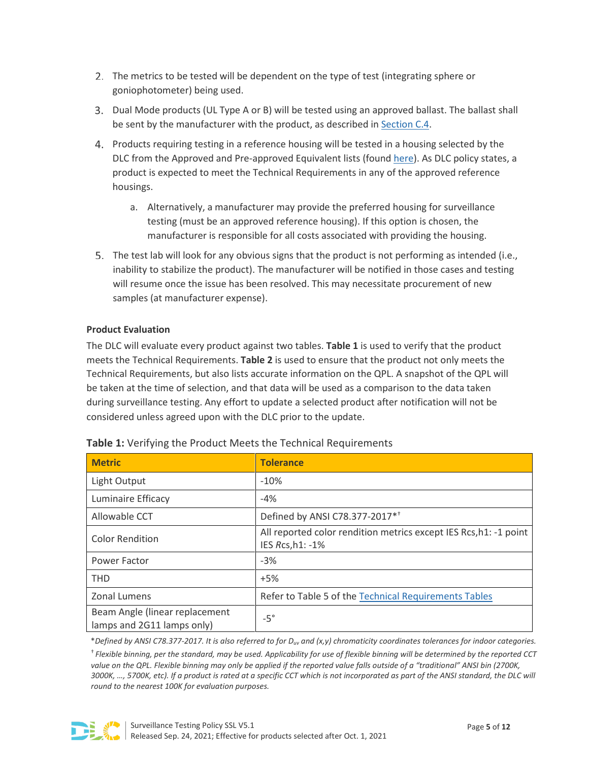2. The metrics to be tested will be dependent on the type of test (integrating sphere or goniophotometer) being used.
3. Dual Mode products (UL Type A or B) will be tested using an approved ballast. The ballast shall be sent by the manufacturer with the product, as described in Section C.4.
4. Products requiring testing in a reference housing will be tested in a housing selected by the DLC from the Approved and Pre-approved Equivalent lists (found here). As DLC policy states, a product is expected to meet the Technical Requirements in any of the approved reference housings.
    a. Alternatively, a manufacturer may provide the preferred housing for surveillance testing (must be an approved reference housing). If this option is chosen, the manufacturer is responsible for all costs associated with providing the housing.
5. The test lab will look for any obvious signs that the product is not performing as intended (i.e., inability to stabilize the product). The manufacturer will be notified in those cases and testing will resume once the issue has been resolved. This may necessitate procurement of new samples (at manufacturer expense).

**Product Evaluation**

The DLC will evaluate every product against two tables. **Table 1** is used to verify that the product meets the Technical Requirements. **Table 2** is used to ensure that the product not only meets the Technical Requirements, but also lists accurate information on the QPL. A snapshot of the QPL will be taken at the time of selection, and that data will be used as a comparison to the data taken during surveillance testing. Any effort to update a selected product after notification will not be considered unless agreed upon with the DLC prior to the update.

**Table 1:** Verifying the Product Meets the Technical Requirements

| Metric | Tolerance |
|---|---|
| Light Output | -10% |
| Luminaire Efficacy | -4% |
| Allowable CCT | Defined by ANSI C78.377-2017*† |
| Color Rendition | All reported color rendition metrics except IES Rcs,h1: -1 point<br>IES *R*cs,h1: -1% |
| Power Factor | -3% |
| THD | +5% |
| Zonal Lumens | Refer to Table 5 of the Technical Requirements Tables |
| Beam Angle (linear replacement lamps and 2G11 lamps only) | -5° |

*\*Defined by ANSI C78.377-2017. It is also referred to for $D_{uv}$ and (x,y) chromaticity coordinates tolerances for indoor categories.*

*† Flexible binning, per the standard, may be used. Applicability for use of flexible binning will be determined by the reported CCT value on the QPL. Flexible binning may only be applied if the reported value falls outside of a "traditional" ANSI bin (2700K, 3000K, …, 5700K, etc). If a product is rated at a specific CCT which is not incorporated as part of the ANSI standard, the DLC will round to the nearest 100K for evaluation purposes.*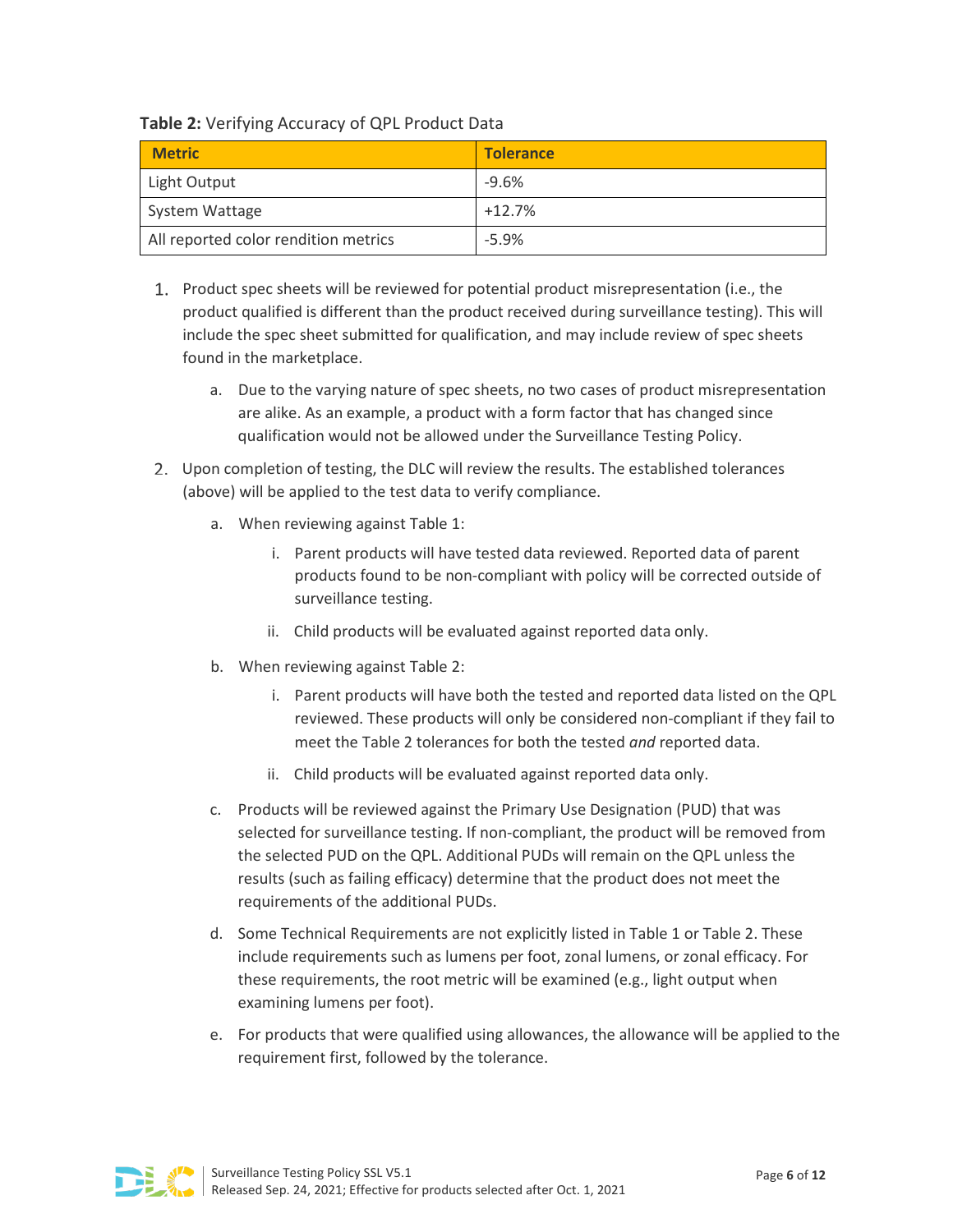**Table 2:** Verifying Accuracy of QPL Product Data

| Metric | Tolerance |
| --- | --- |
| Light Output | -9.6% |
| System Wattage | +12.7% |
| All reported color rendition metrics | -5.9% |

1. Product spec sheets will be reviewed for potential product misrepresentation (i.e., the product qualified is different than the product received during surveillance testing). This will include the spec sheet submitted for qualification, and may include review of spec sheets found in the marketplace.
   a. Due to the varying nature of spec sheets, no two cases of product misrepresentation are alike. As an example, a product with a form factor that has changed since qualification would not be allowed under the Surveillance Testing Policy.
2. Upon completion of testing, the DLC will review the results. The established tolerances (above) will be applied to the test data to verify compliance.
   a. When reviewing against Table 1:
      i. Parent products will have tested data reviewed. Reported data of parent products found to be non-compliant with policy will be corrected outside of surveillance testing.
      ii. Child products will be evaluated against reported data only.
   b. When reviewing against Table 2:
      i. Parent products will have both the tested and reported data listed on the QPL reviewed. These products will only be considered non-compliant if they fail to meet the Table 2 tolerances for both the tested *and* reported data.
      ii. Child products will be evaluated against reported data only.
   c. Products will be reviewed against the Primary Use Designation (PUD) that was selected for surveillance testing. If non-compliant, the product will be removed from the selected PUD on the QPL. Additional PUDs will remain on the QPL unless the results (such as failing efficacy) determine that the product does not meet the requirements of the additional PUDs.
   d. Some Technical Requirements are not explicitly listed in Table 1 or Table 2. These include requirements such as lumens per foot, zonal lumens, or zonal efficacy. For these requirements, the root metric will be examined (e.g., light output when examining lumens per foot).
   e. For products that were qualified using allowances, the allowance will be applied to the requirement first, followed by the tolerance.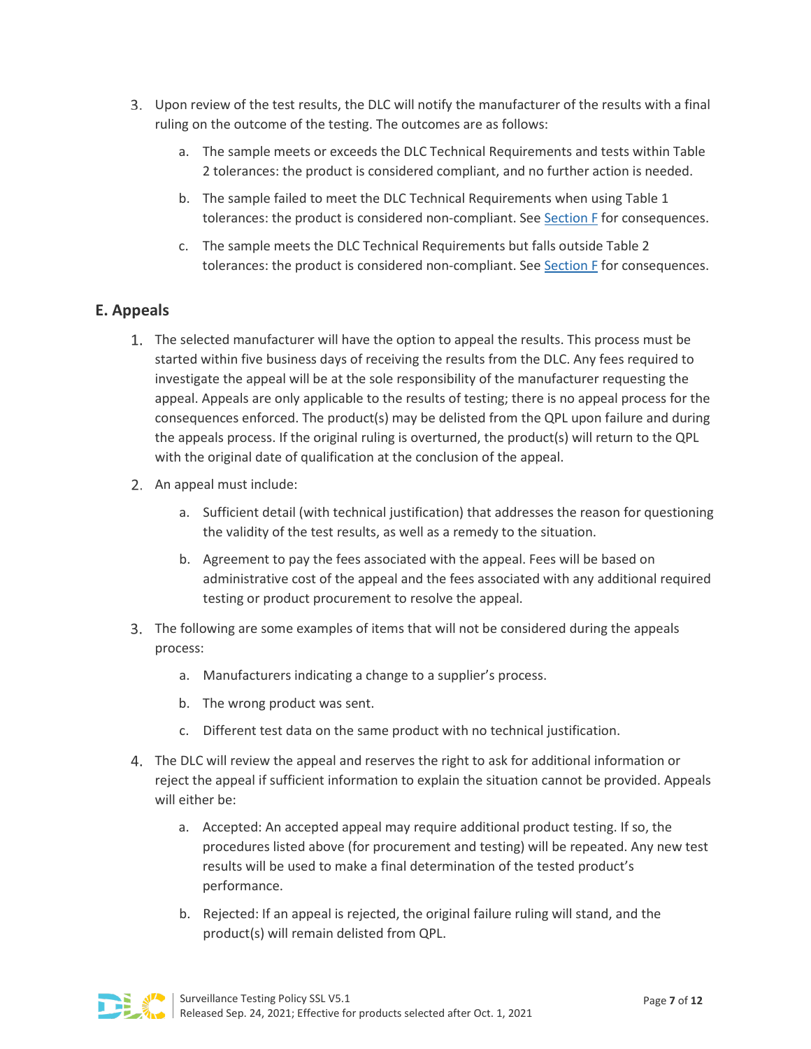3. Upon review of the test results, the DLC will notify the manufacturer of the results with a final ruling on the outcome of the testing. The outcomes are as follows:
    a. The sample meets or exceeds the DLC Technical Requirements and tests within Table 2 tolerances: the product is considered compliant, and no further action is needed.
    b. The sample failed to meet the DLC Technical Requirements when using Table 1 tolerances: the product is considered non-compliant. See Section F for consequences.
    c. The sample meets the DLC Technical Requirements but falls outside Table 2 tolerances: the product is considered non-compliant. See Section F for consequences.

## E. Appeals

1. The selected manufacturer will have the option to appeal the results. This process must be started within five business days of receiving the results from the DLC. Any fees required to investigate the appeal will be at the sole responsibility of the manufacturer requesting the appeal. Appeals are only applicable to the results of testing; there is no appeal process for the consequences enforced. The product(s) may be delisted from the QPL upon failure and during the appeals process. If the original ruling is overturned, the product(s) will return to the QPL with the original date of qualification at the conclusion of the appeal.
2. An appeal must include:
    a. Sufficient detail (with technical justification) that addresses the reason for questioning the validity of the test results, as well as a remedy to the situation.
    b. Agreement to pay the fees associated with the appeal. Fees will be based on administrative cost of the appeal and the fees associated with any additional required testing or product procurement to resolve the appeal.
3. The following are some examples of items that will not be considered during the appeals process:
    a. Manufacturers indicating a change to a supplier's process.
    b. The wrong product was sent.
    c. Different test data on the same product with no technical justification.
4. The DLC will review the appeal and reserves the right to ask for additional information or reject the appeal if sufficient information to explain the situation cannot be provided. Appeals will either be:
    a. Accepted: An accepted appeal may require additional product testing. If so, the procedures listed above (for procurement and testing) will be repeated. Any new test results will be used to make a final determination of the tested product's performance.
    b. Rejected: If an appeal is rejected, the original failure ruling will stand, and the product(s) will remain delisted from QPL.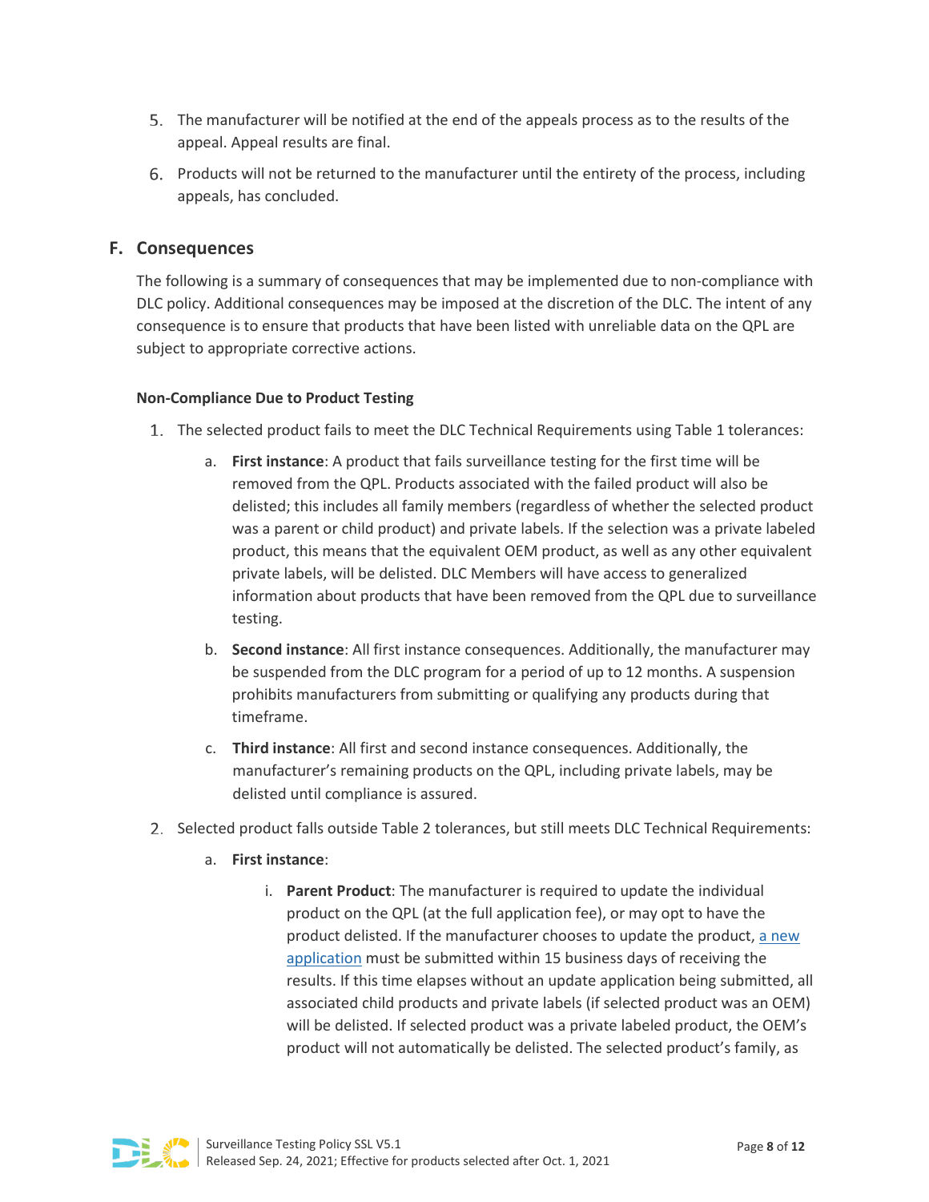5. The manufacturer will be notified at the end of the appeals process as to the results of the appeal. Appeal results are final.
6. Products will not be returned to the manufacturer until the entirety of the process, including appeals, has concluded.

## F. Consequences

The following is a summary of consequences that may be implemented due to non-compliance with DLC policy. Additional consequences may be imposed at the discretion of the DLC. The intent of any consequence is to ensure that products that have been listed with unreliable data on the QPL are subject to appropriate corrective actions.

**Non-Compliance Due to Product Testing**

1. The selected product fails to meet the DLC Technical Requirements using Table 1 tolerances:
   a. **First instance**: A product that fails surveillance testing for the first time will be removed from the QPL. Products associated with the failed product will also be delisted; this includes all family members (regardless of whether the selected product was a parent or child product) and private labels. If the selection was a private labeled product, this means that the equivalent OEM product, as well as any other equivalent private labels, will be delisted. DLC Members will have access to generalized information about products that have been removed from the QPL due to surveillance testing.
   b. **Second instance**: All first instance consequences. Additionally, the manufacturer may be suspended from the DLC program for a period of up to 12 months. A suspension prohibits manufacturers from submitting or qualifying any products during that timeframe.
   c. **Third instance**: All first and second instance consequences. Additionally, the manufacturer's remaining products on the QPL, including private labels, may be delisted until compliance is assured.
2. Selected product falls outside Table 2 tolerances, but still meets DLC Technical Requirements:
   a. **First instance**:
      i. **Parent Product**: The manufacturer is required to update the individual product on the QPL (at the full application fee), or may opt to have the product delisted. If the manufacturer chooses to update the product, a new application must be submitted within 15 business days of receiving the results. If this time elapses without an update application being submitted, all associated child products and private labels (if selected product was an OEM) will be delisted. If selected product was a private labeled product, the OEM's product will not automatically be delisted. The selected product's family, as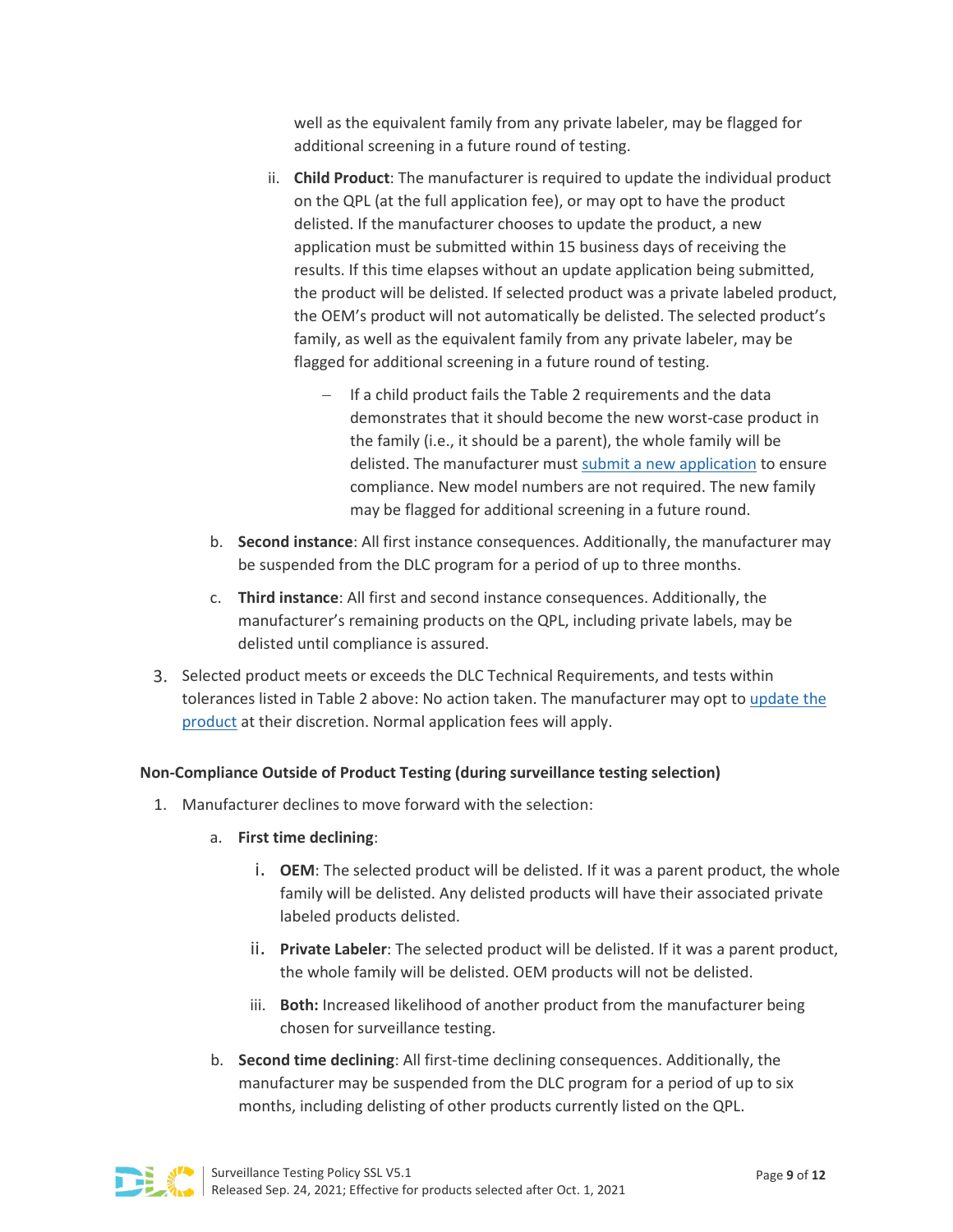well as the equivalent family from any private labeler, may be flagged for additional screening in a future round of testing.

ii. **Child Product**: The manufacturer is required to update the individual product on the QPL (at the full application fee), or may opt to have the product delisted. If the manufacturer chooses to update the product, a new application must be submitted within 15 business days of receiving the results. If this time elapses without an update application being submitted, the product will be delisted. If selected product was a private labeled product, the OEM's product will not automatically be delisted. The selected product's family, as well as the equivalent family from any private labeler, may be flagged for additional screening in a future round of testing.

   - If a child product fails the Table 2 requirements and the data demonstrates that it should become the new worst-case product in the family (i.e., it should be a parent), the whole family will be delisted. The manufacturer must submit a new application to ensure compliance. New model numbers are not required. The new family may be flagged for additional screening in a future round.

b. **Second instance**: All first instance consequences. Additionally, the manufacturer may be suspended from the DLC program for a period of up to three months.

c. **Third instance**: All first and second instance consequences. Additionally, the manufacturer's remaining products on the QPL, including private labels, may be delisted until compliance is assured.

3. Selected product meets or exceeds the DLC Technical Requirements, and tests within tolerances listed in Table 2 above: No action taken. The manufacturer may opt to update the product at their discretion. Normal application fees will apply.

**Non-Compliance Outside of Product Testing (during surveillance testing selection)**

1. Manufacturer declines to move forward with the selection:

   a. **First time declining**:

      i. **OEM**: The selected product will be delisted. If it was a parent product, the whole family will be delisted. Any delisted products will have their associated private labeled products delisted.

      ii. **Private Labeler**: The selected product will be delisted. If it was a parent product, the whole family will be delisted. OEM products will not be delisted.

      iii. **Both:** Increased likelihood of another product from the manufacturer being chosen for surveillance testing.

   b. **Second time declining**: All first-time declining consequences. Additionally, the manufacturer may be suspended from the DLC program for a period of up to six months, including delisting of other products currently listed on the QPL.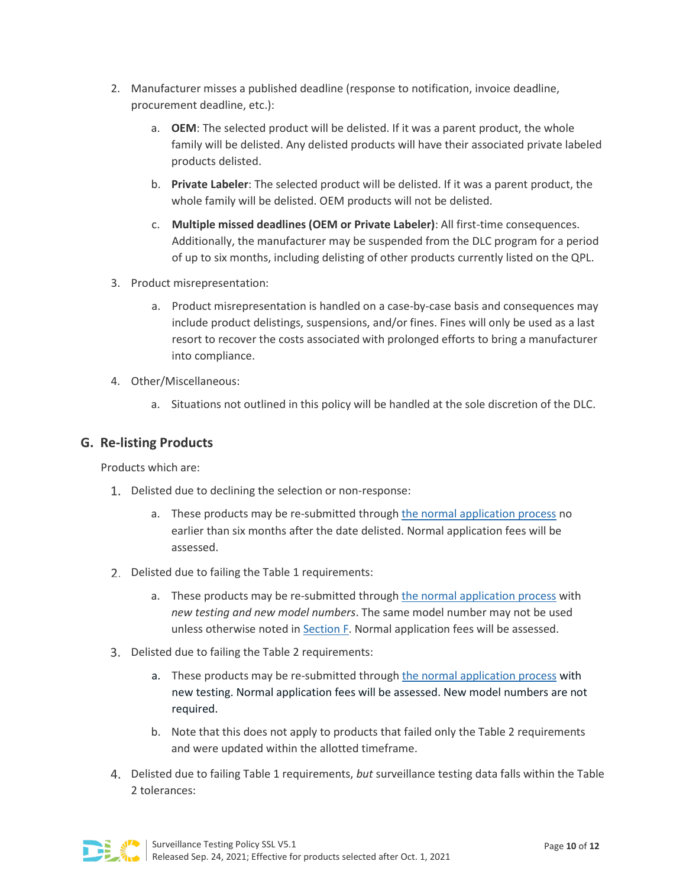2. Manufacturer misses a published deadline (response to notification, invoice deadline, procurement deadline, etc.):

    a. **OEM**: The selected product will be delisted. If it was a parent product, the whole family will be delisted. Any delisted products will have their associated private labeled products delisted.

    b. **Private Labeler**: The selected product will be delisted. If it was a parent product, the whole family will be delisted. OEM products will not be delisted.

    c. **Multiple missed deadlines (OEM or Private Labeler)**: All first-time consequences. Additionally, the manufacturer may be suspended from the DLC program for a period of up to six months, including delisting of other products currently listed on the QPL.

3. Product misrepresentation:

    a. Product misrepresentation is handled on a case-by-case basis and consequences may include product delistings, suspensions, and/or fines. Fines will only be used as a last resort to recover the costs associated with prolonged efforts to bring a manufacturer into compliance.

4. Other/Miscellaneous:

    a. Situations not outlined in this policy will be handled at the sole discretion of the DLC.

## G. Re-listing Products

Products which are:

1. Delisted due to declining the selection or non-response:

    a. These products may be re-submitted through the normal application process no earlier than six months after the date delisted. Normal application fees will be assessed.

2. Delisted due to failing the Table 1 requirements:

    a. These products may be re-submitted through the normal application process with *new testing and new model numbers*. The same model number may not be used unless otherwise noted in Section F. Normal application fees will be assessed.

3. Delisted due to failing the Table 2 requirements:

    a. These products may be re-submitted through the normal application process with new testing. Normal application fees will be assessed. New model numbers are not required.

    b. Note that this does not apply to products that failed only the Table 2 requirements and were updated within the allotted timeframe.

4. Delisted due to failing Table 1 requirements, *but* surveillance testing data falls within the Table 2 tolerances: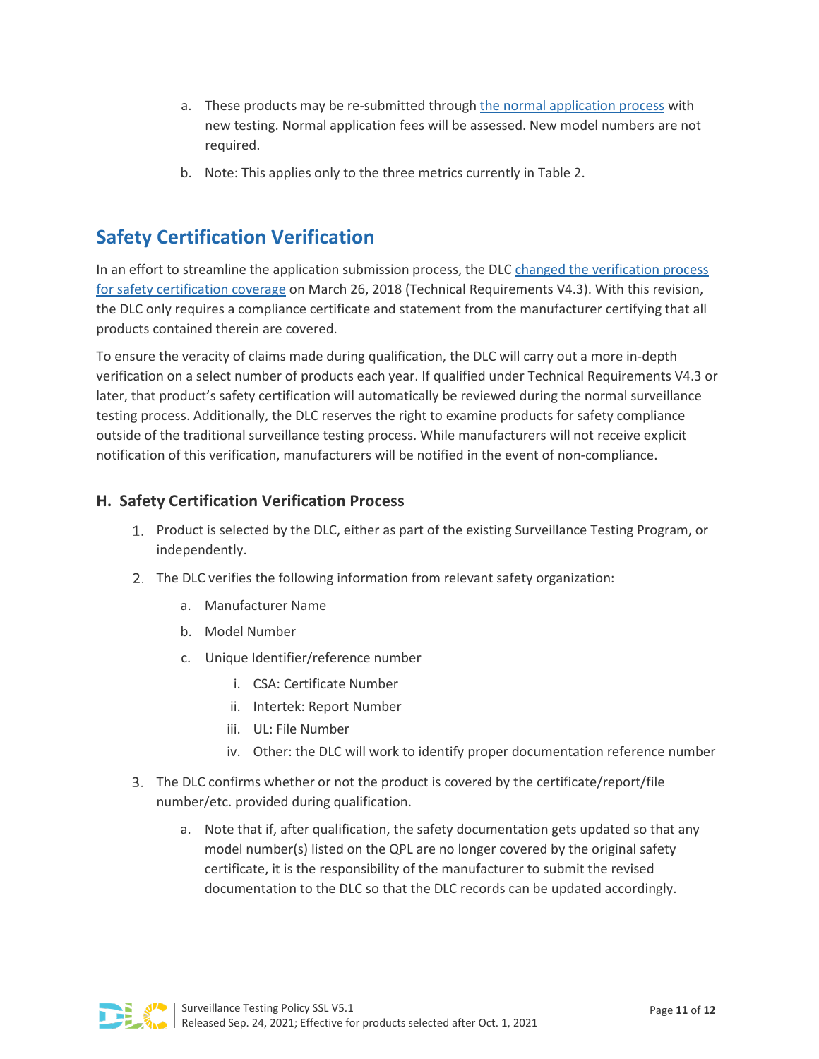a. These products may be re-submitted through the normal application process with new testing. Normal application fees will be assessed. New model numbers are not required.

b. Note: This applies only to the three metrics currently in Table 2.

## Safety Certification Verification

In an effort to streamline the application submission process, the DLC changed the verification process for safety certification coverage on March 26, 2018 (Technical Requirements V4.3). With this revision, the DLC only requires a compliance certificate and statement from the manufacturer certifying that all products contained therein are covered.

To ensure the veracity of claims made during qualification, the DLC will carry out a more in-depth verification on a select number of products each year. If qualified under Technical Requirements V4.3 or later, that product's safety certification will automatically be reviewed during the normal surveillance testing process. Additionally, the DLC reserves the right to examine products for safety compliance outside of the traditional surveillance testing process. While manufacturers will not receive explicit notification of this verification, manufacturers will be notified in the event of non-compliance.

### H. Safety Certification Verification Process

1. Product is selected by the DLC, either as part of the existing Surveillance Testing Program, or independently.
2. The DLC verifies the following information from relevant safety organization:
   a. Manufacturer Name
   b. Model Number
   c. Unique Identifier/reference number
      i. CSA: Certificate Number
      ii. Intertek: Report Number
      iii. UL: File Number
      iv. Other: the DLC will work to identify proper documentation reference number
3. The DLC confirms whether or not the product is covered by the certificate/report/file number/etc. provided during qualification.
   a. Note that if, after qualification, the safety documentation gets updated so that any model number(s) listed on the QPL are no longer covered by the original safety certificate, it is the responsibility of the manufacturer to submit the revised documentation to the DLC so that the DLC records can be updated accordingly.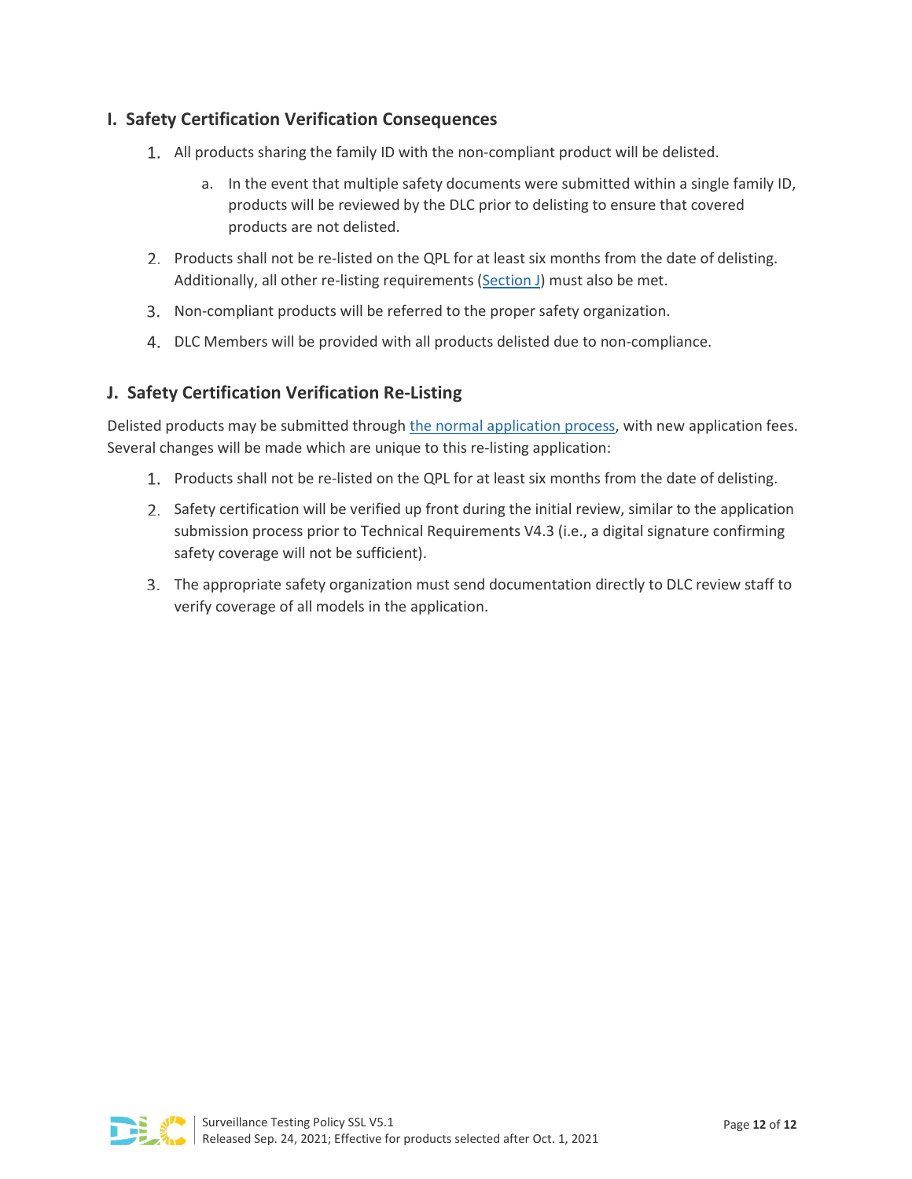## I. Safety Certification Verification Consequences

1. All products sharing the family ID with the non-compliant product will be delisted.
   a. In the event that multiple safety documents were submitted within a single family ID, products will be reviewed by the DLC prior to delisting to ensure that covered products are not delisted.
2. Products shall not be re-listed on the QPL for at least six months from the date of delisting. Additionally, all other re-listing requirements (Section J) must also be met.
3. Non-compliant products will be referred to the proper safety organization.
4. DLC Members will be provided with all products delisted due to non-compliance.

## J. Safety Certification Verification Re-Listing

Delisted products may be submitted through the normal application process, with new application fees. Several changes will be made which are unique to this re-listing application:

1. Products shall not be re-listed on the QPL for at least six months from the date of delisting.
2. Safety certification will be verified up front during the initial review, similar to the application submission process prior to Technical Requirements V4.3 (i.e., a digital signature confirming safety coverage will not be sufficient).
3. The appropriate safety organization must send documentation directly to DLC review staff to verify coverage of all models in the application.